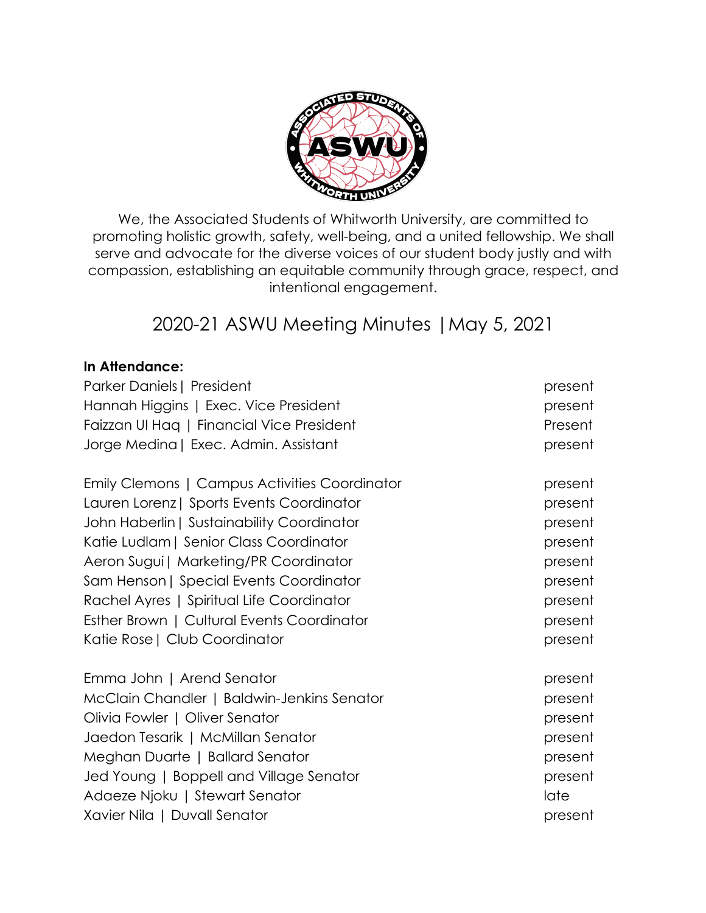We, the Associated Students of Whitworth University, are committed to promoting holistic growth, safety, well-being, and a united fellowship. We shall serve and advocate for the diverse voices of our student body justly and with compassion, establishing an equitable community through grace, respect, and intentional engagement.

# 2020-21 ASWU Meeting Minutes | May 5, 2021

**In Attendance:**

Parker Daniels | President — present
Hannah Higgins | Exec. Vice President — present
Faizzan Ul Haq | Financial Vice President — Present
Jorge Medina | Exec. Admin. Assistant — present

Emily Clemons | Campus Activities Coordinator — present
Lauren Lorenz | Sports Events Coordinator — present
John Haberlin | Sustainability Coordinator — present
Katie Ludlam | Senior Class Coordinator — present
Aeron Sugui | Marketing/PR Coordinator — present
Sam Henson | Special Events Coordinator — present
Rachel Ayres | Spiritual Life Coordinator — present
Esther Brown | Cultural Events Coordinator — present
Katie Rose | Club Coordinator — present

Emma John | Arend Senator — present
McClain Chandler | Baldwin-Jenkins Senator — present
Olivia Fowler | Oliver Senator — present
Jaedon Tesarik | McMillan Senator — present
Meghan Duarte | Ballard Senator — present
Jed Young | Boppell and Village Senator — present
Adaeze Njoku | Stewart Senator — late
Xavier Nila | Duvall Senator — present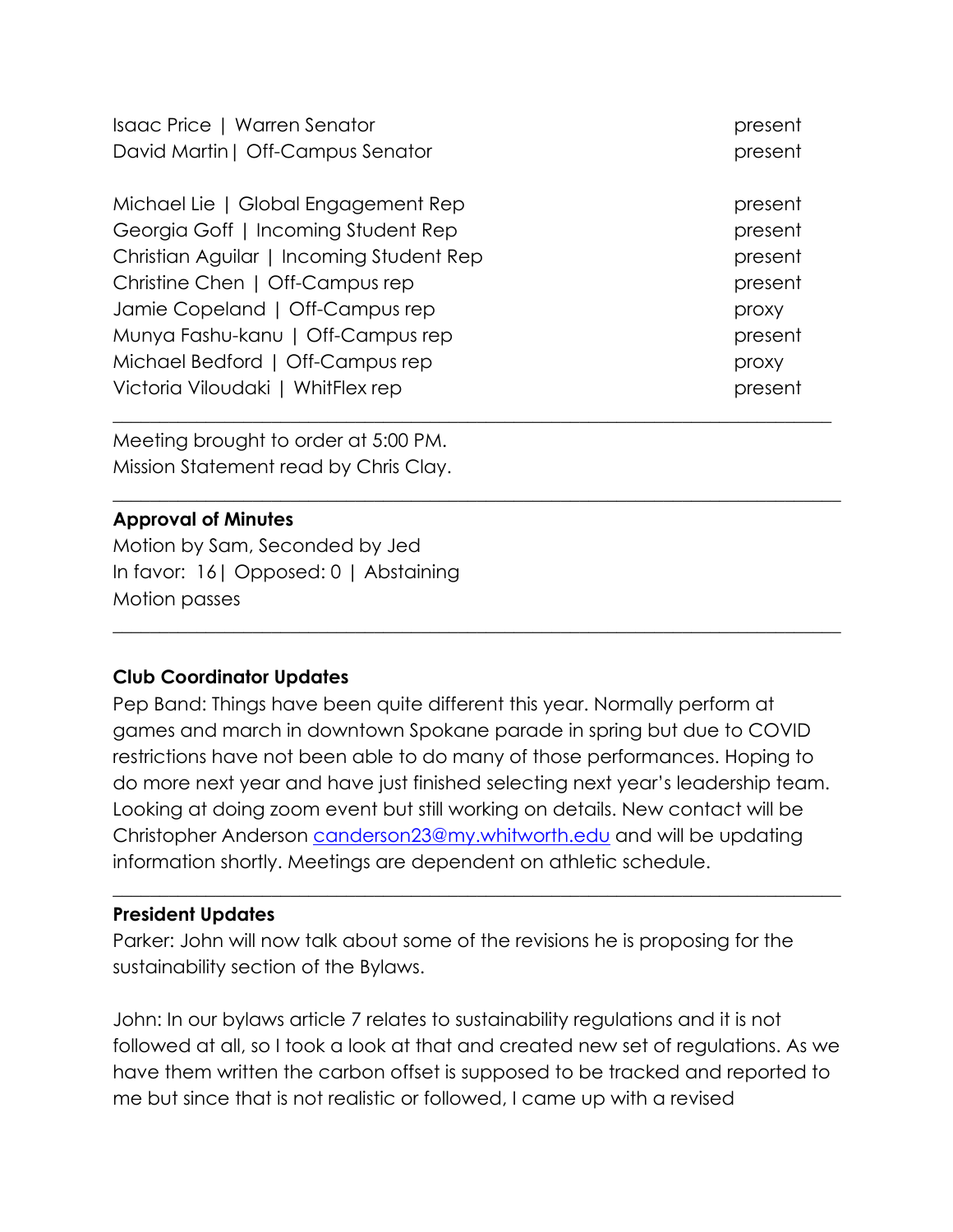| | |
|---|---|
| Isaac Price \| Warren Senator | present |
| David Martin\| Off-Campus Senator | present |
| | |
| Michael Lie \| Global Engagement Rep | present |
| Georgia Goff \| Incoming Student Rep | present |
| Christian Aguilar \| Incoming Student Rep | present |
| Christine Chen \| Off-Campus rep | present |
| Jamie Copeland \| Off-Campus rep | proxy |
| Munya Fashu-kanu \| Off-Campus rep | present |
| Michael Bedford \| Off-Campus rep | proxy |
| Victoria Viloudaki \| WhitFlex rep | present |

---

Meeting brought to order at 5:00 PM.
Mission Statement read by Chris Clay.

---

**Approval of Minutes**
Motion by Sam, Seconded by Jed
In favor: 16| Opposed: 0 | Abstaining
Motion passes

---

**Club Coordinator Updates**
Pep Band: Things have been quite different this year. Normally perform at games and march in downtown Spokane parade in spring but due to COVID restrictions have not been able to do many of those performances. Hoping to do more next year and have just finished selecting next year's leadership team. Looking at doing zoom event but still working on details. New contact will be Christopher Anderson canderson23@my.whitworth.edu and will be updating information shortly. Meetings are dependent on athletic schedule.

---

**President Updates**
Parker: John will now talk about some of the revisions he is proposing for the sustainability section of the Bylaws.

John: In our bylaws article 7 relates to sustainability regulations and it is not followed at all, so I took a look at that and created new set of regulations. As we have them written the carbon offset is supposed to be tracked and reported to me but since that is not realistic or followed, I came up with a revised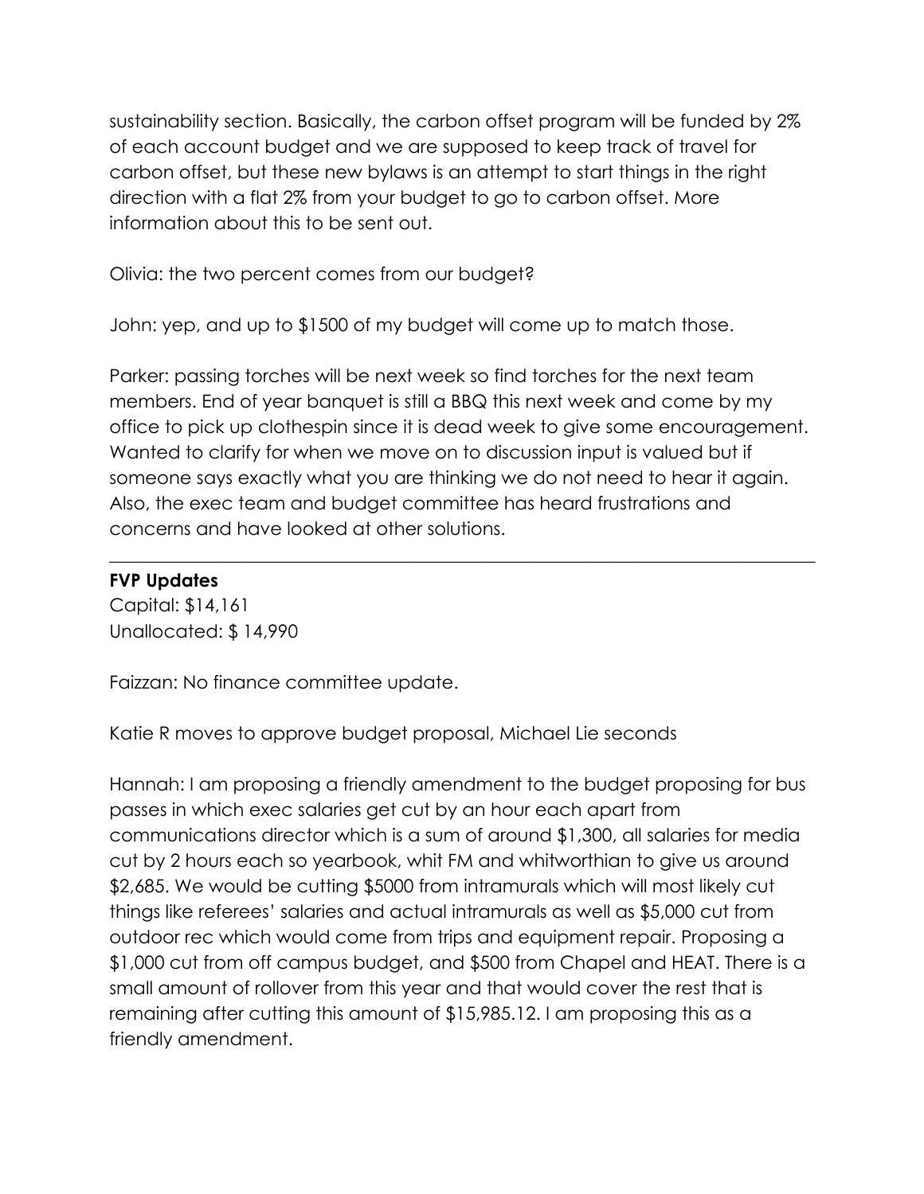sustainability section. Basically, the carbon offset program will be funded by 2% of each account budget and we are supposed to keep track of travel for carbon offset, but these new bylaws is an attempt to start things in the right direction with a flat 2% from your budget to go to carbon offset. More information about this to be sent out.

Olivia: the two percent comes from our budget?

John: yep, and up to $1500 of my budget will come up to match those.

Parker: passing torches will be next week so find torches for the next team members. End of year banquet is still a BBQ this next week and come by my office to pick up clothespin since it is dead week to give some encouragement. Wanted to clarify for when we move on to discussion input is valued but if someone says exactly what you are thinking we do not need to hear it again. Also, the exec team and budget committee has heard frustrations and concerns and have looked at other solutions.

---

**FVP Updates**

Capital: $14,161
Unallocated: $ 14,990

Faizzan: No finance committee update.

Katie R moves to approve budget proposal, Michael Lie seconds

Hannah: I am proposing a friendly amendment to the budget proposing for bus passes in which exec salaries get cut by an hour each apart from communications director which is a sum of around $1,300, all salaries for media cut by 2 hours each so yearbook, whit FM and whitworthian to give us around $2,685. We would be cutting $5000 from intramurals which will most likely cut things like referees' salaries and actual intramurals as well as $5,000 cut from outdoor rec which would come from trips and equipment repair. Proposing a $1,000 cut from off campus budget, and $500 from Chapel and HEAT. There is a small amount of rollover from this year and that would cover the rest that is remaining after cutting this amount of $15,985.12. I am proposing this as a friendly amendment.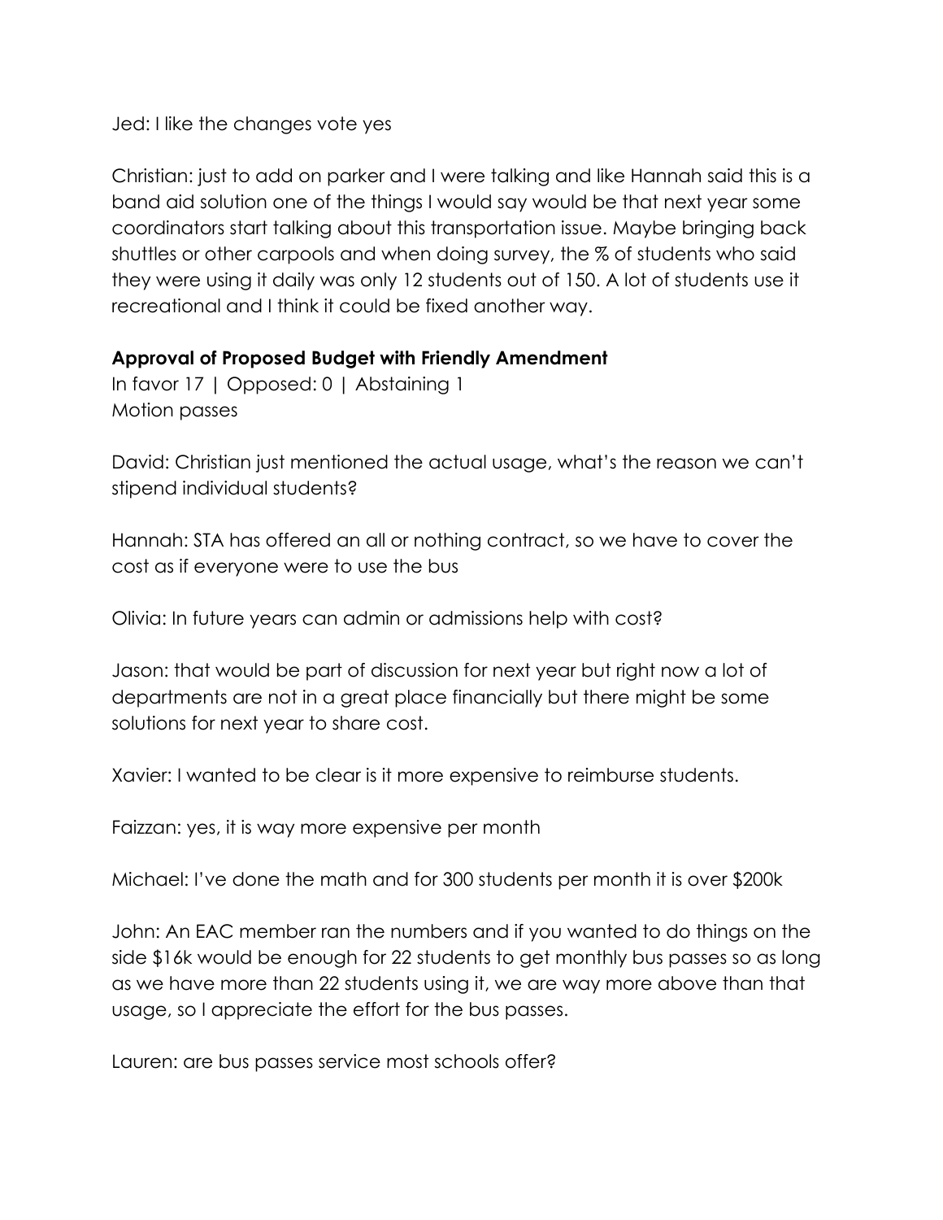Jed: I like the changes vote yes

Christian: just to add on parker and I were talking and like Hannah said this is a band aid solution one of the things I would say would be that next year some coordinators start talking about this transportation issue. Maybe bringing back shuttles or other carpools and when doing survey, the % of students who said they were using it daily was only 12 students out of 150. A lot of students use it recreational and I think it could be fixed another way.

**Approval of Proposed Budget with Friendly Amendment**
In favor 17 | Opposed: 0 | Abstaining 1
Motion passes

David: Christian just mentioned the actual usage, what's the reason we can't stipend individual students?

Hannah: STA has offered an all or nothing contract, so we have to cover the cost as if everyone were to use the bus

Olivia: In future years can admin or admissions help with cost?

Jason: that would be part of discussion for next year but right now a lot of departments are not in a great place financially but there might be some solutions for next year to share cost.

Xavier: I wanted to be clear is it more expensive to reimburse students.

Faizzan: yes, it is way more expensive per month

Michael: I've done the math and for 300 students per month it is over $200k

John: An EAC member ran the numbers and if you wanted to do things on the side $16k would be enough for 22 students to get monthly bus passes so as long as we have more than 22 students using it, we are way more above than that usage, so I appreciate the effort for the bus passes.

Lauren: are bus passes service most schools offer?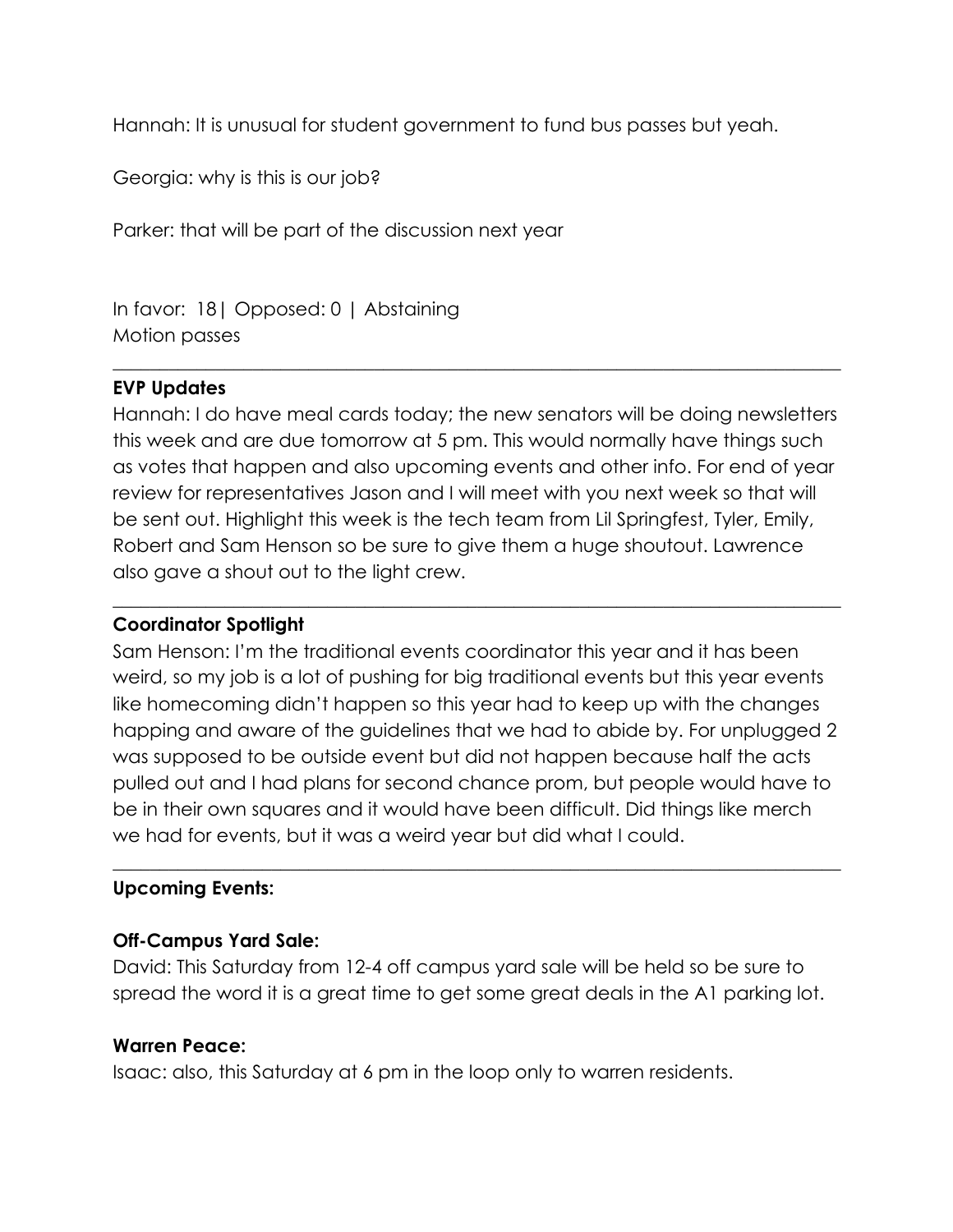Hannah: It is unusual for student government to fund bus passes but yeah.

Georgia: why is this is our job?

Parker: that will be part of the discussion next year

In favor: 18| Opposed: 0 | Abstaining
Motion passes

---

**EVP Updates**
Hannah: I do have meal cards today; the new senators will be doing newsletters this week and are due tomorrow at 5 pm. This would normally have things such as votes that happen and also upcoming events and other info. For end of year review for representatives Jason and I will meet with you next week so that will be sent out. Highlight this week is the tech team from Lil Springfest, Tyler, Emily, Robert and Sam Henson so be sure to give them a huge shoutout. Lawrence also gave a shout out to the light crew.

---

**Coordinator Spotlight**
Sam Henson: I'm the traditional events coordinator this year and it has been weird, so my job is a lot of pushing for big traditional events but this year events like homecoming didn't happen so this year had to keep up with the changes happing and aware of the guidelines that we had to abide by. For unplugged 2 was supposed to be outside event but did not happen because half the acts pulled out and I had plans for second chance prom, but people would have to be in their own squares and it would have been difficult. Did things like merch we had for events, but it was a weird year but did what I could.

---

**Upcoming Events:**

**Off-Campus Yard Sale:**
David: This Saturday from 12-4 off campus yard sale will be held so be sure to spread the word it is a great time to get some great deals in the A1 parking lot.

**Warren Peace:**
Isaac: also, this Saturday at 6 pm in the loop only to warren residents.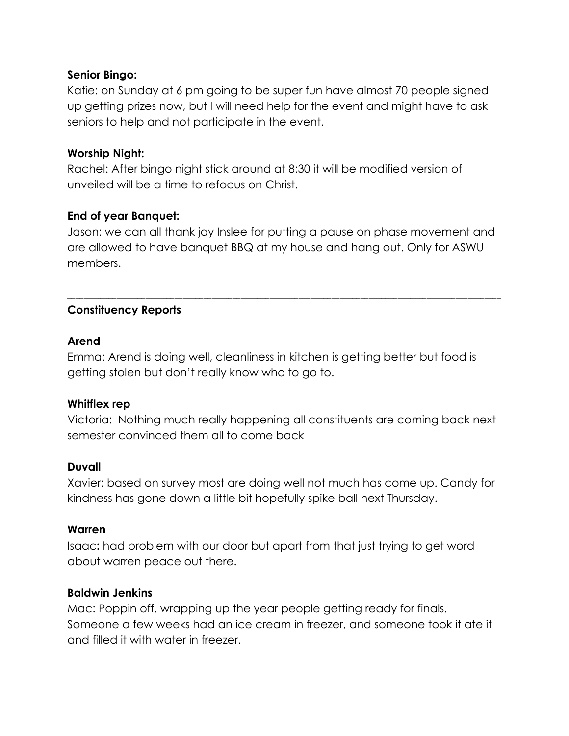**Senior Bingo:**

Katie: on Sunday at 6 pm going to be super fun have almost 70 people signed up getting prizes now, but I will need help for the event and might have to ask seniors to help and not participate in the event.

**Worship Night:**

Rachel: After bingo night stick around at 8:30 it will be modified version of unveiled will be a time to refocus on Christ.

**End of year Banquet:**

Jason: we can all thank jay Inslee for putting a pause on phase movement and are allowed to have banquet BBQ at my house and hang out. Only for ASWU members.

---

**Constituency Reports**

**Arend**

Emma: Arend is doing well, cleanliness in kitchen is getting better but food is getting stolen but don't really know who to go to.

**Whitflex rep**

Victoria: Nothing much really happening all constituents are coming back next semester convinced them all to come back

**Duvall**

Xavier: based on survey most are doing well not much has come up. Candy for kindness has gone down a little bit hopefully spike ball next Thursday.

**Warren**

Isaac**:** had problem with our door but apart from that just trying to get word about warren peace out there.

**Baldwin Jenkins**

Mac: Poppin off, wrapping up the year people getting ready for finals. Someone a few weeks had an ice cream in freezer, and someone took it ate it and filled it with water in freezer.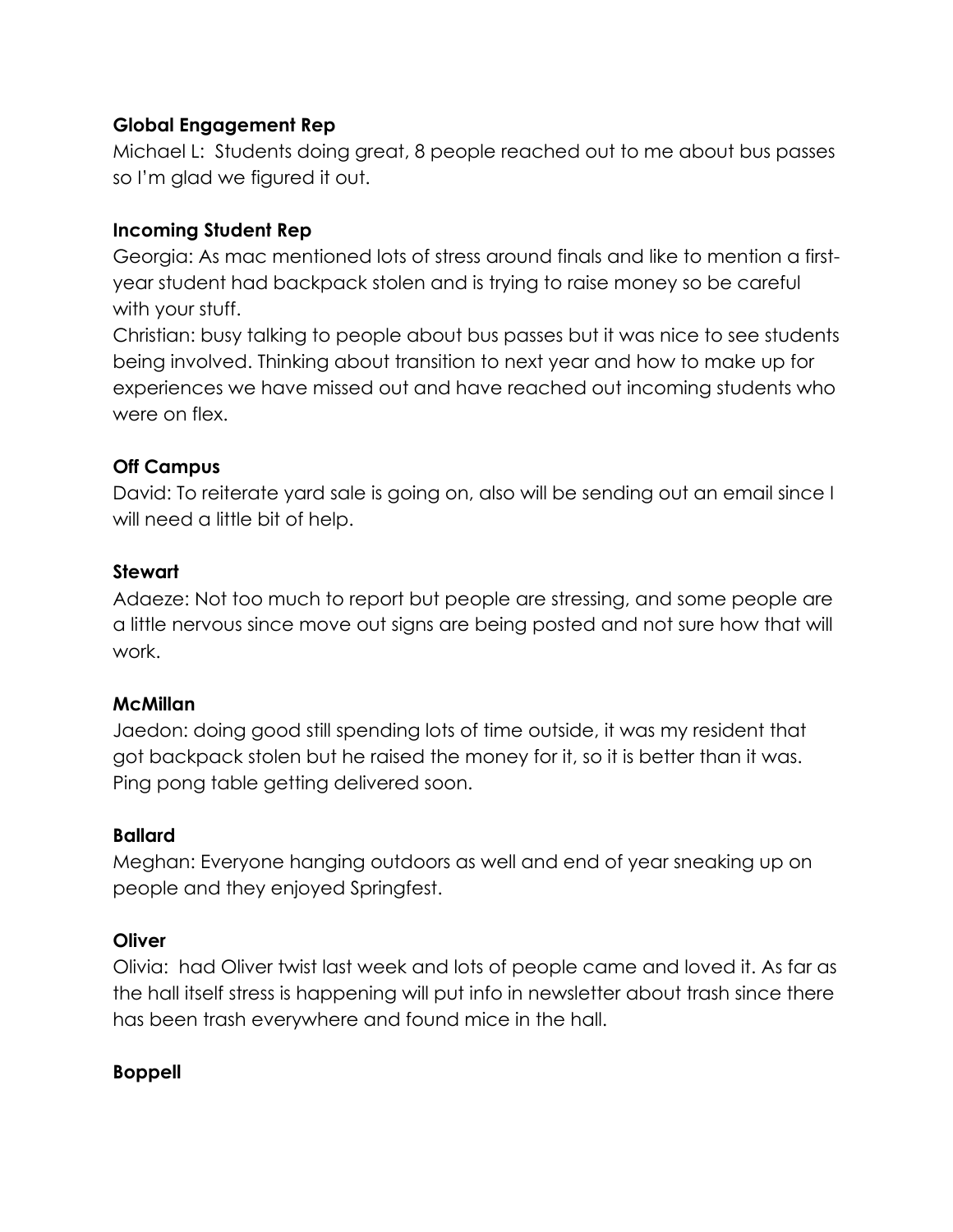**Global Engagement Rep**

Michael L: Students doing great, 8 people reached out to me about bus passes so I'm glad we figured it out.

**Incoming Student Rep**

Georgia: As mac mentioned lots of stress around finals and like to mention a first-year student had backpack stolen and is trying to raise money so be careful with your stuff.

Christian: busy talking to people about bus passes but it was nice to see students being involved. Thinking about transition to next year and how to make up for experiences we have missed out and have reached out incoming students who were on flex.

**Off Campus**

David: To reiterate yard sale is going on, also will be sending out an email since I will need a little bit of help.

**Stewart**

Adaeze: Not too much to report but people are stressing, and some people are a little nervous since move out signs are being posted and not sure how that will work.

**McMillan**

Jaedon: doing good still spending lots of time outside, it was my resident that got backpack stolen but he raised the money for it, so it is better than it was. Ping pong table getting delivered soon.

**Ballard**

Meghan: Everyone hanging outdoors as well and end of year sneaking up on people and they enjoyed Springfest.

**Oliver**

Olivia: had Oliver twist last week and lots of people came and loved it. As far as the hall itself stress is happening will put info in newsletter about trash since there has been trash everywhere and found mice in the hall.

**Boppell**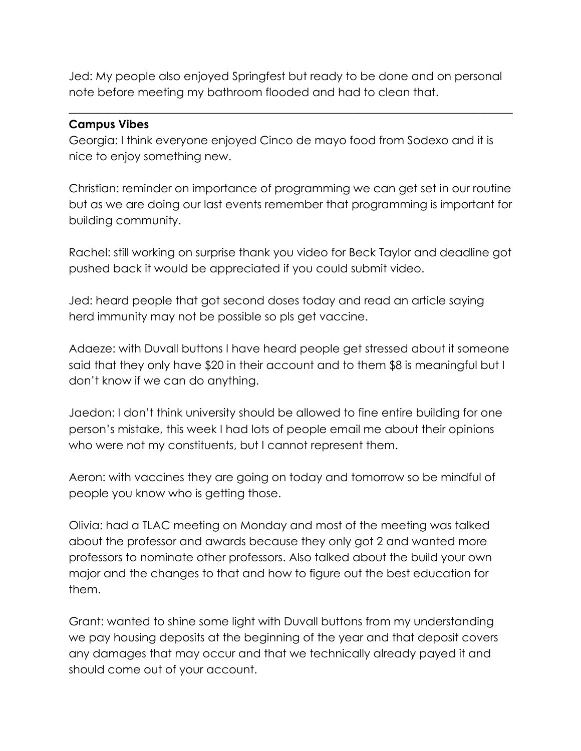Jed: My people also enjoyed Springfest but ready to be done and on personal note before meeting my bathroom flooded and had to clean that.

---

**Campus Vibes**

Georgia: I think everyone enjoyed Cinco de mayo food from Sodexo and it is nice to enjoy something new.

Christian: reminder on importance of programming we can get set in our routine but as we are doing our last events remember that programming is important for building community.

Rachel: still working on surprise thank you video for Beck Taylor and deadline got pushed back it would be appreciated if you could submit video.

Jed: heard people that got second doses today and read an article saying herd immunity may not be possible so pls get vaccine.

Adaeze: with Duvall buttons I have heard people get stressed about it someone said that they only have $20 in their account and to them $8 is meaningful but I don't know if we can do anything.

Jaedon: I don't think university should be allowed to fine entire building for one person's mistake, this week I had lots of people email me about their opinions who were not my constituents, but I cannot represent them.

Aeron: with vaccines they are going on today and tomorrow so be mindful of people you know who is getting those.

Olivia: had a TLAC meeting on Monday and most of the meeting was talked about the professor and awards because they only got 2 and wanted more professors to nominate other professors. Also talked about the build your own major and the changes to that and how to figure out the best education for them.

Grant: wanted to shine some light with Duvall buttons from my understanding we pay housing deposits at the beginning of the year and that deposit covers any damages that may occur and that we technically already payed it and should come out of your account.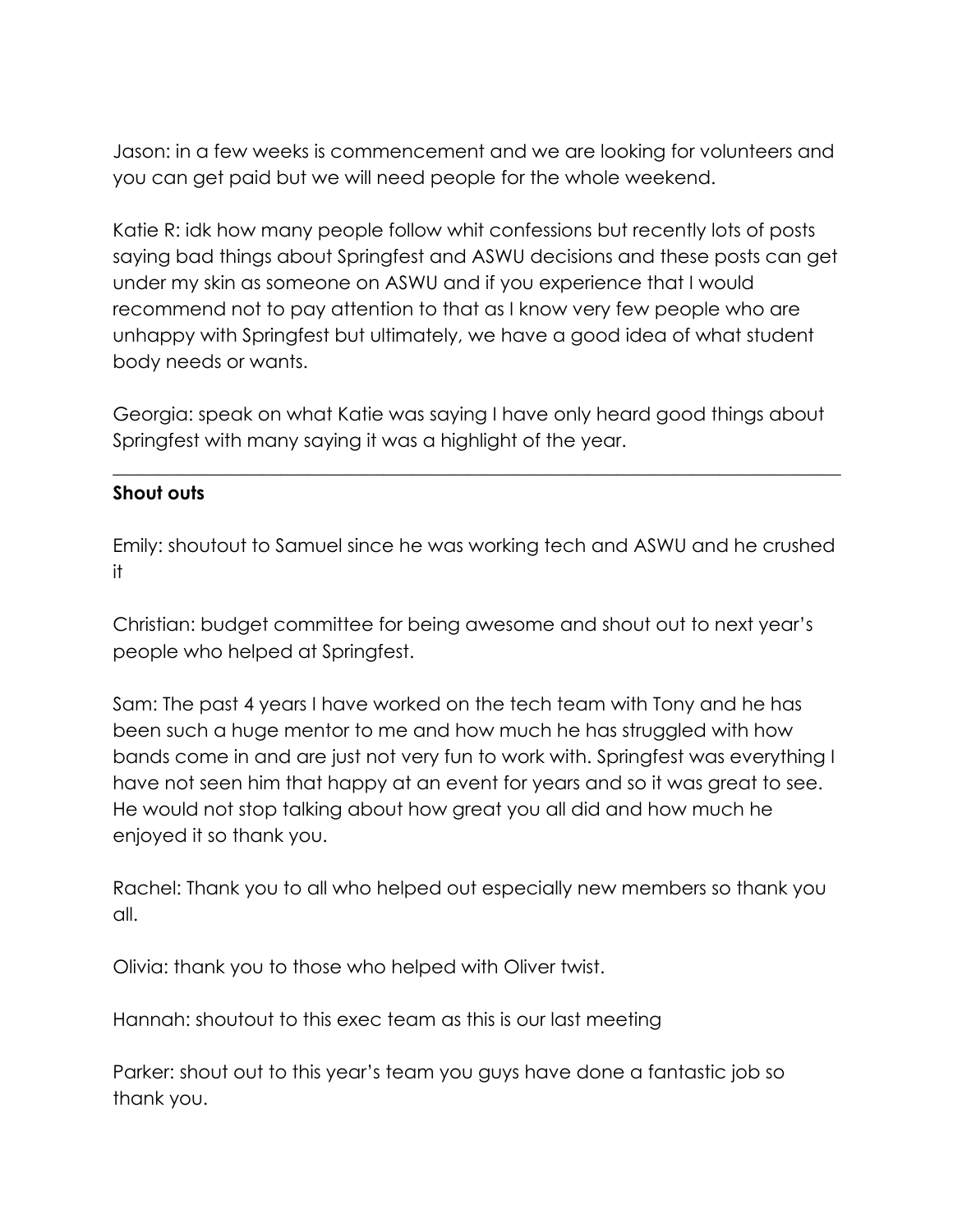Jason: in a few weeks is commencement and we are looking for volunteers and you can get paid but we will need people for the whole weekend.

Katie R: idk how many people follow whit confessions but recently lots of posts saying bad things about Springfest and ASWU decisions and these posts can get under my skin as someone on ASWU and if you experience that I would recommend not to pay attention to that as I know very few people who are unhappy with Springfest but ultimately, we have a good idea of what student body needs or wants.

Georgia: speak on what Katie was saying I have only heard good things about Springfest with many saying it was a highlight of the year.

---

**Shout outs**

Emily: shoutout to Samuel since he was working tech and ASWU and he crushed it

Christian: budget committee for being awesome and shout out to next year's people who helped at Springfest.

Sam: The past 4 years I have worked on the tech team with Tony and he has been such a huge mentor to me and how much he has struggled with how bands come in and are just not very fun to work with. Springfest was everything I have not seen him that happy at an event for years and so it was great to see. He would not stop talking about how great you all did and how much he enjoyed it so thank you.

Rachel: Thank you to all who helped out especially new members so thank you all.

Olivia: thank you to those who helped with Oliver twist.

Hannah: shoutout to this exec team as this is our last meeting

Parker: shout out to this year's team you guys have done a fantastic job so thank you.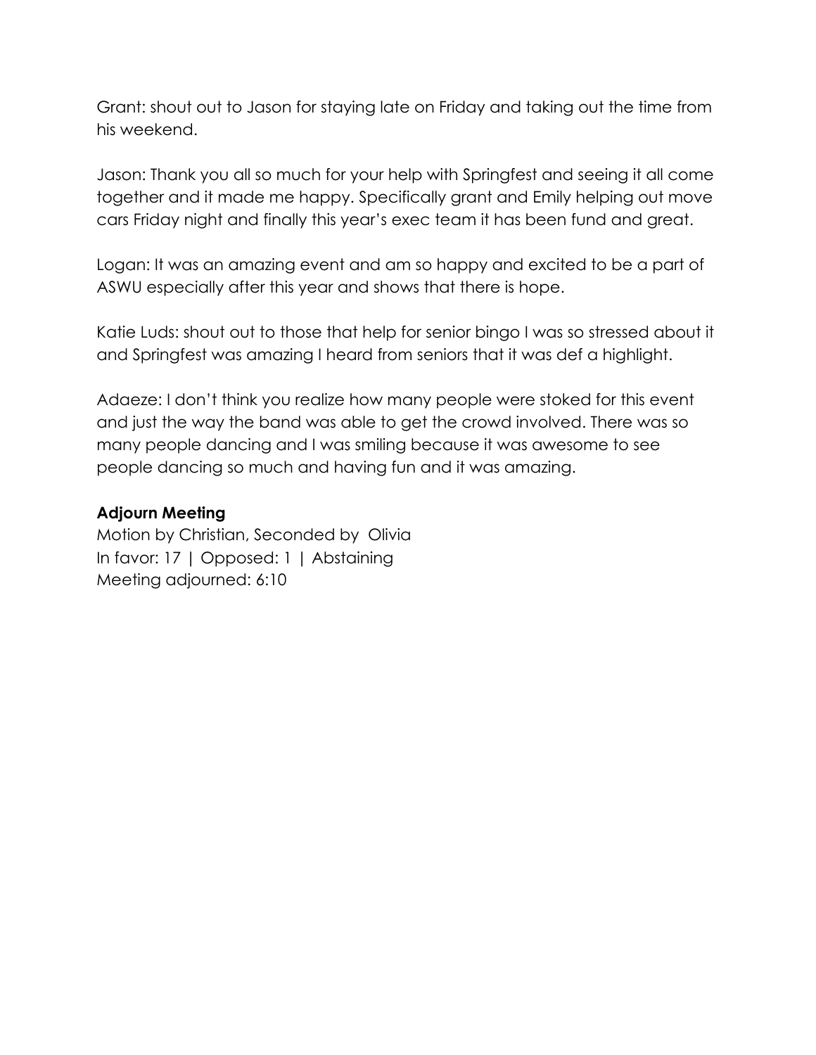Grant: shout out to Jason for staying late on Friday and taking out the time from his weekend.

Jason: Thank you all so much for your help with Springfest and seeing it all come together and it made me happy. Specifically grant and Emily helping out move cars Friday night and finally this year's exec team it has been fund and great.

Logan: It was an amazing event and am so happy and excited to be a part of ASWU especially after this year and shows that there is hope.

Katie Luds: shout out to those that help for senior bingo I was so stressed about it and Springfest was amazing I heard from seniors that it was def a highlight.

Adaeze: I don't think you realize how many people were stoked for this event and just the way the band was able to get the crowd involved. There was so many people dancing and I was smiling because it was awesome to see people dancing so much and having fun and it was amazing.

**Adjourn Meeting**
Motion by Christian, Seconded by Olivia
In favor: 17 | Opposed: 1 | Abstaining
Meeting adjourned: 6:10